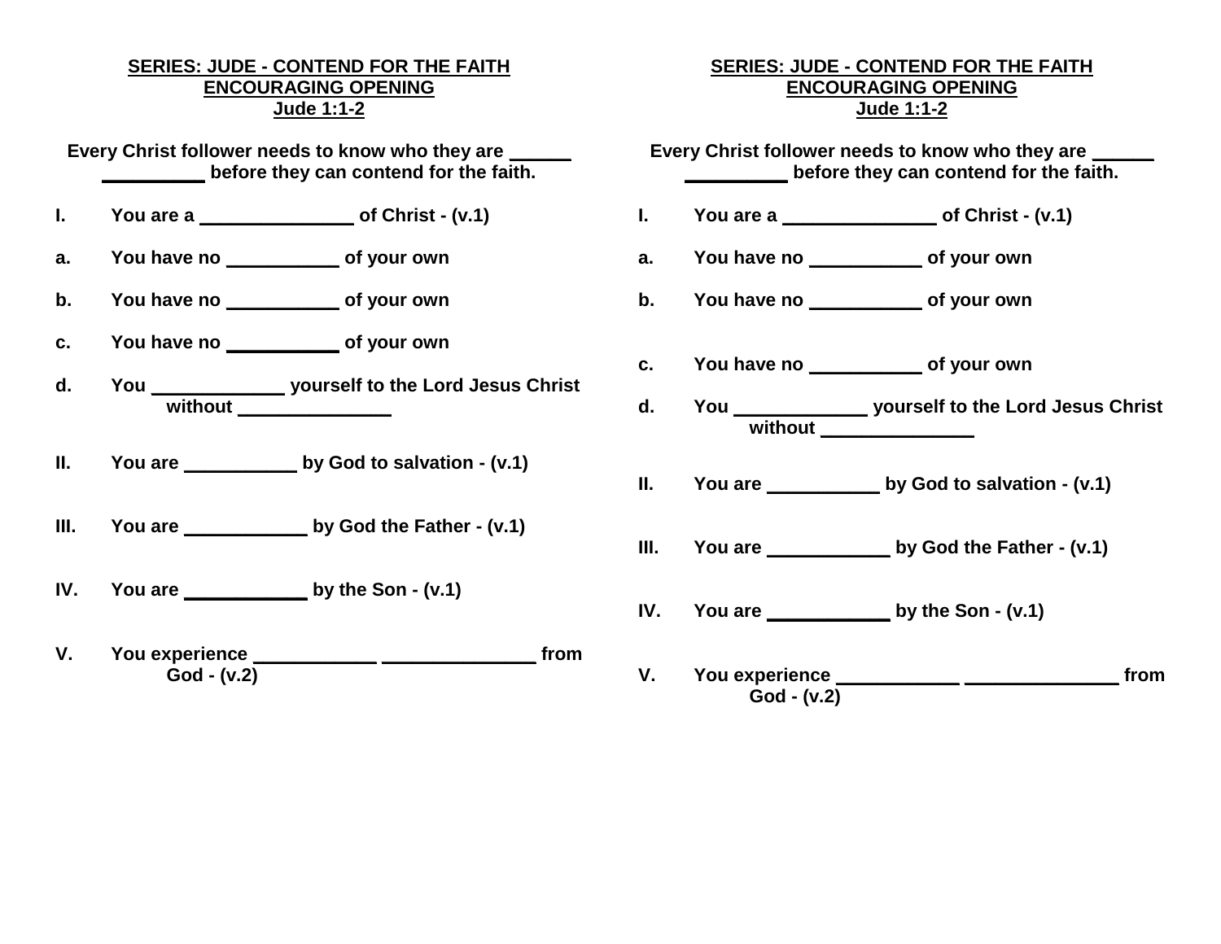## SERIES: JUDE - CONTEND FOR THE FAITH
## ENCOURAGING OPENING
## Jude 1:1-2

**Every Christ follower needs to know who they are ______ __________ before they can contend for the faith.**

**I. You are a _______________ of Christ - (v.1)**

**a. You have no ___________ of your own**

**b. You have no ___________ of your own**

**c. You have no ___________ of your own**

**d. You _____________ yourself to the Lord Jesus Christ without _______________**

**II. You are ___________ by God to salvation - (v.1)**

**III. You are ____________ by God the Father - (v.1)**

**IV. You are ____________ by the Son - (v.1)**

**V. You experience ____________ _______________ from God - (v.2)**

## SERIES: JUDE - CONTEND FOR THE FAITH
## ENCOURAGING OPENING
## Jude 1:1-2

**Every Christ follower needs to know who they are ______ __________ before they can contend for the faith.**

**I. You are a _______________ of Christ - (v.1)**

**a. You have no ___________ of your own**

**b. You have no ___________ of your own**

**c. You have no ___________ of your own**

**d. You _____________ yourself to the Lord Jesus Christ without _______________**

**II. You are ___________ by God to salvation - (v.1)**

**III. You are ____________ by God the Father - (v.1)**

**IV. You are ____________ by the Son - (v.1)**

**V. You experience ____________ _______________ from God - (v.2)**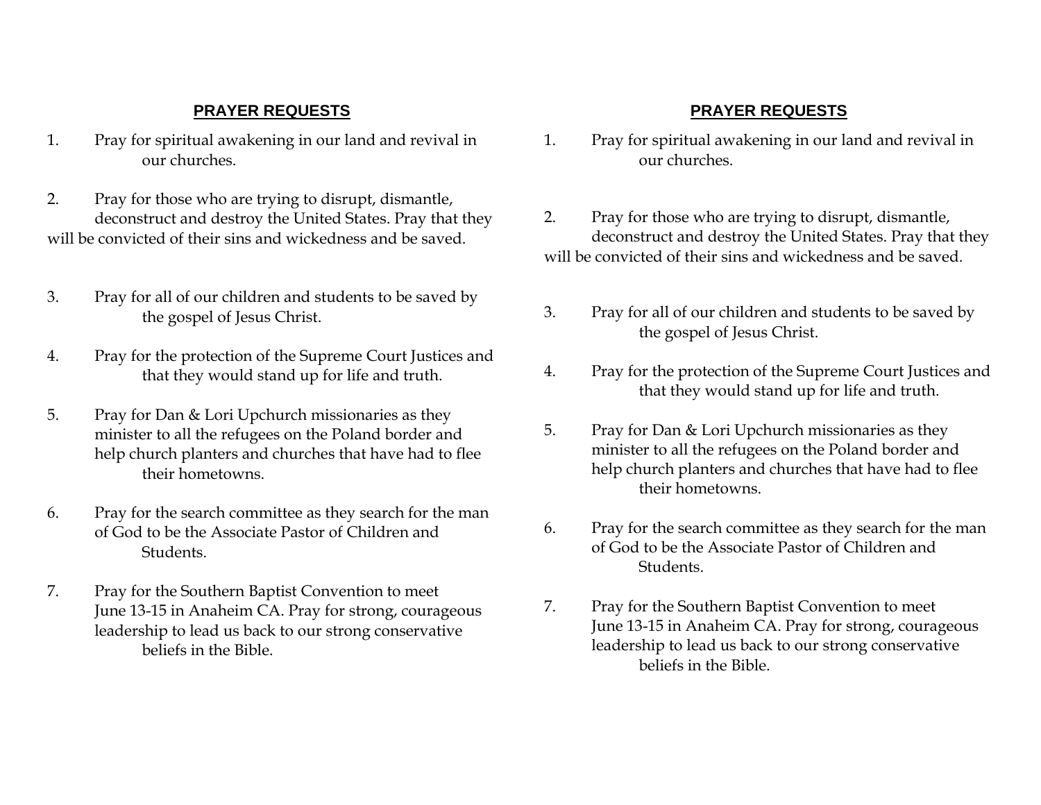## PRAYER REQUESTS

1. Pray for spiritual awakening in our land and revival in our churches.

2. Pray for those who are trying to disrupt, dismantle, deconstruct and destroy the United States. Pray that they will be convicted of their sins and wickedness and be saved.

3. Pray for all of our children and students to be saved by the gospel of Jesus Christ.

4. Pray for the protection of the Supreme Court Justices and that they would stand up for life and truth.

5. Pray for Dan & Lori Upchurch missionaries as they minister to all the refugees on the Poland border and help church planters and churches that have had to flee their hometowns.

6. Pray for the search committee as they search for the man of God to be the Associate Pastor of Children and Students.

7. Pray for the Southern Baptist Convention to meet June 13-15 in Anaheim CA. Pray for strong, courageous leadership to lead us back to our strong conservative beliefs in the Bible.

## PRAYER REQUESTS

1. Pray for spiritual awakening in our land and revival in our churches.

2. Pray for those who are trying to disrupt, dismantle, deconstruct and destroy the United States. Pray that they will be convicted of their sins and wickedness and be saved.

3. Pray for all of our children and students to be saved by the gospel of Jesus Christ.

4. Pray for the protection of the Supreme Court Justices and that they would stand up for life and truth.

5. Pray for Dan & Lori Upchurch missionaries as they minister to all the refugees on the Poland border and help church planters and churches that have had to flee their hometowns.

6. Pray for the search committee as they search for the man of God to be the Associate Pastor of Children and Students.

7. Pray for the Southern Baptist Convention to meet June 13-15 in Anaheim CA. Pray for strong, courageous leadership to lead us back to our strong conservative beliefs in the Bible.